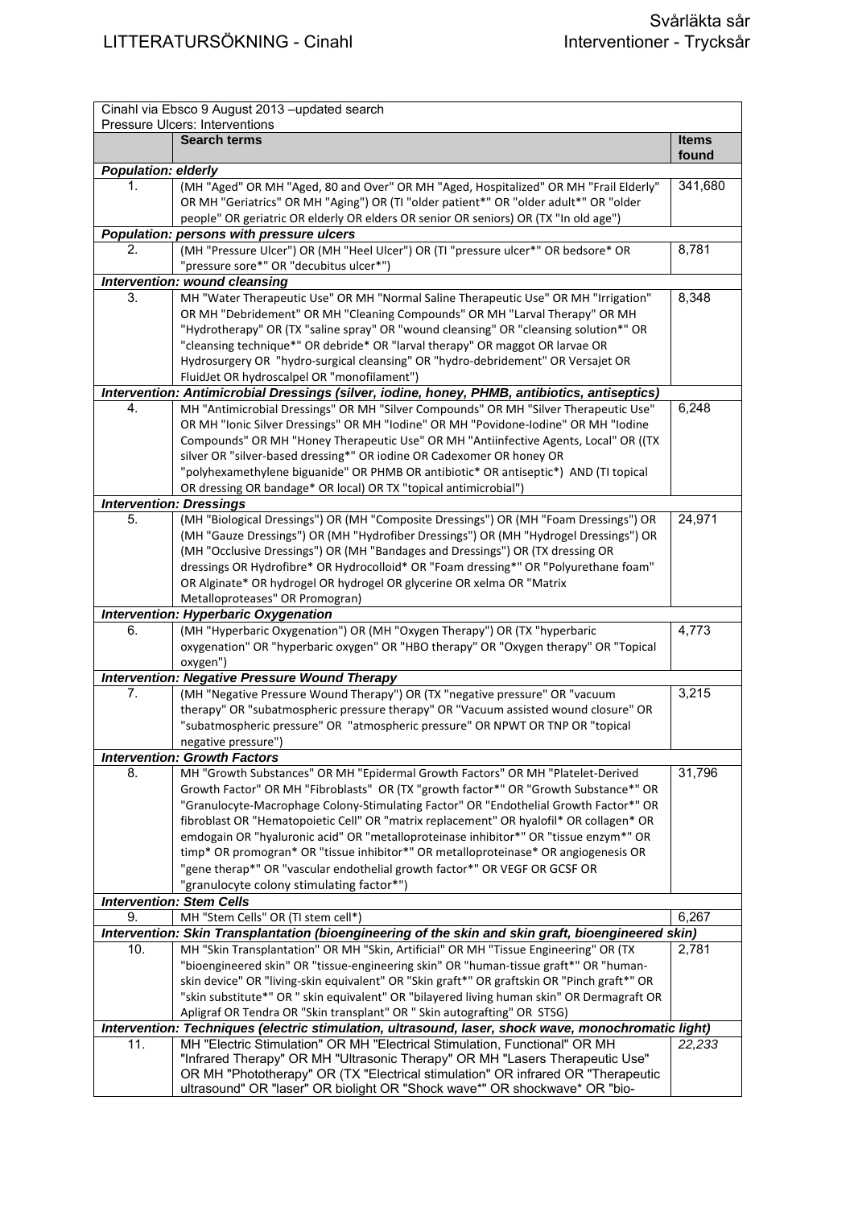LITTERATURSÖKNING - Cinahl

Svårläkta sår
Interventioner - Trycksår

| Cinahl via Ebsco 9 August 2013 –updated search<br>Pressure Ulcers: Interventions | | |
|---|---|---|
| | **Search terms** | **Items found** |
| ***Population: elderly*** | | |
| 1. | (MH "Aged" OR MH "Aged, 80 and Over" OR MH "Aged, Hospitalized" OR MH "Frail Elderly" OR MH "Geriatrics" OR MH "Aging") OR (TI "older patient*" OR "older adult*" OR "older people" OR geriatric OR elderly OR elders OR senior OR seniors) OR (TX "In old age") | 341,680 |
| ***Population: persons with pressure ulcers*** | | |
| 2. | (MH "Pressure Ulcer") OR (MH "Heel Ulcer") OR (TI "pressure ulcer*" OR bedsore* OR "pressure sore*" OR "decubitus ulcer*") | 8,781 |
| ***Intervention: wound cleansing*** | | |
| 3. | MH "Water Therapeutic Use" OR MH "Normal Saline Therapeutic Use" OR MH "Irrigation" OR MH "Debridement" OR MH "Cleaning Compounds" OR MH "Larval Therapy" OR MH "Hydrotherapy" OR (TX "saline spray" OR "wound cleansing" OR "cleansing solution*" OR "cleansing technique*" OR debride* OR "larval therapy" OR maggot OR larvae OR Hydrosurgery OR "hydro-surgical cleansing" OR "hydro-debridement" OR Versajet OR FluidJet OR hydroscalpel OR "monofilament") | 8,348 |
| ***Intervention: Antimicrobial Dressings (silver, iodine, honey, PHMB, antibiotics, antiseptics)*** | | |
| 4. | MH "Antimicrobial Dressings" OR MH "Silver Compounds" OR MH "Silver Therapeutic Use" OR MH "Ionic Silver Dressings" OR MH "Iodine" OR MH "Povidone-Iodine" OR MH "Iodine Compounds" OR MH "Honey Therapeutic Use" OR MH "Antiinfective Agents, Local" OR ((TX silver OR "silver-based dressing*" OR iodine OR Cadexomer OR honey OR "polyhexamethylene biguanide" OR PHMB OR antibiotic* OR antiseptic*) AND (TI topical OR dressing OR bandage* OR local) OR TX "topical antimicrobial") | 6,248 |
| ***Intervention: Dressings*** | | |
| 5. | (MH "Biological Dressings") OR (MH "Composite Dressings") OR (MH "Foam Dressings") OR (MH "Gauze Dressings") OR (MH "Hydrofiber Dressings") OR (MH "Hydrogel Dressings") OR (MH "Occlusive Dressings") OR (MH "Bandages and Dressings") OR (TX dressing OR dressings OR Hydrofibre* OR Hydrocolloid* OR "Foam dressing*" OR "Polyurethane foam" OR Alginate* OR hydrogel OR hydrogel OR glycerine OR xelma OR "Matrix Metalloproteases" OR Promogran) | 24,971 |
| ***Intervention: Hyperbaric Oxygenation*** | | |
| 6. | (MH "Hyperbaric Oxygenation") OR (MH "Oxygen Therapy") OR (TX "hyperbaric oxygenation" OR "hyperbaric oxygen" OR "HBO therapy" OR "Oxygen therapy" OR "Topical oxygen") | 4,773 |
| ***Intervention: Negative Pressure Wound Therapy*** | | |
| 7. | (MH "Negative Pressure Wound Therapy") OR (TX "negative pressure" OR "vacuum therapy" OR "subatmospheric pressure therapy" OR "Vacuum assisted wound closure" OR "subatmospheric pressure" OR "atmospheric pressure" OR NPWT OR TNP OR "topical negative pressure") | 3,215 |
| ***Intervention: Growth Factors*** | | |
| 8. | MH "Growth Substances" OR MH "Epidermal Growth Factors" OR MH "Platelet-Derived Growth Factor" OR MH "Fibroblasts" OR (TX "growth factor*" OR "Growth Substance*" OR "Granulocyte-Macrophage Colony-Stimulating Factor" OR "Endothelial Growth Factor*" OR fibroblast OR "Hematopoietic Cell" OR "matrix replacement" OR hyalofil* OR collagen* OR emdogain OR "hyaluronic acid" OR "metalloproteinase inhibitor*" OR "tissue enzym*" OR timp* OR promogran* OR "tissue inhibitor*" OR metalloproteinase* OR angiogenesis OR "gene therap*" OR "vascular endothelial growth factor*" OR VEGF OR GCSF OR "granulocyte colony stimulating factor*") | 31,796 |
| ***Intervention: Stem Cells*** | | |
| 9. | MH "Stem Cells" OR (TI stem cell*) | 6,267 |
| ***Intervention: Skin Transplantation (bioengineering of the skin and skin graft, bioengineered skin)*** | | |
| 10. | MH "Skin Transplantation" OR MH "Skin, Artificial" OR MH "Tissue Engineering" OR (TX "bioengineered skin" OR "tissue-engineering skin" OR "human-tissue graft*" OR "human-skin device" OR "living-skin equivalent" OR "Skin graft*" OR graftskin OR "Pinch graft*" OR "skin substitute*" OR " skin equivalent" OR "bilayered living human skin" OR Dermagraft OR Apligraf OR Tendra OR "Skin transplant" OR " Skin autografting" OR STSG) | 2,781 |
| ***Intervention: Techniques (electric stimulation, ultrasound, laser, shock wave, monochromatic light)*** | | |
| 11. | MH "Electric Stimulation" OR MH "Electrical Stimulation, Functional" OR MH "Infrared Therapy" OR MH "Ultrasonic Therapy" OR MH "Lasers Therapeutic Use" OR MH "Phototherapy" OR (TX "Electrical stimulation" OR infrared OR "Therapeutic ultrasound" OR "laser" OR biolight OR "Shock wave*" OR shockwave* OR "bio- | *22,233* |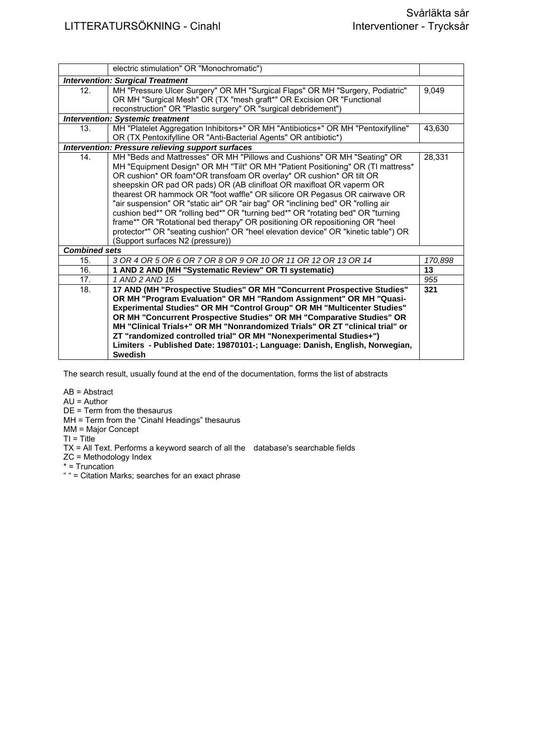| | | |
|---|---|---|
| | electric stimulation" OR "Monochromatic") | |
| ***Intervention: Surgical Treatment*** | | |
| 12. | MH "Pressure Ulcer Surgery" OR MH "Surgical Flaps" OR MH "Surgery, Podiatric" OR MH "Surgical Mesh" OR (TX "mesh graft*" OR Excision OR "Functional reconstruction" OR "Plastic surgery" OR "surgical debridement") | 9,049 |
| ***Intervention: Systemic treatment*** | | |
| 13. | MH "Platelet Aggregation Inhibitors+" OR MH "Antibiotics+" OR MH "Pentoxifylline" OR (TX Pentoxifylline OR "Anti-Bacterial Agents" OR antibiotic*) | 43,630 |
| ***Intervention: Pressure relieving support surfaces*** | | |
| 14. | MH "Beds and Mattresses" OR MH "Pillows and Cushions" OR MH "Seating" OR MH "Equipment Design" OR MH "Tilt" OR MH "Patient Positioning" OR (TI mattress* OR cushion* OR foam*OR transfoam OR overlay* OR cushion* OR tilt OR sheepskin OR pad OR pads) OR (AB clinifloat OR maxifloat OR vaperm OR thearest OR hammock OR "foot waffle" OR silicore OR Pegasus OR cairwave OR "air suspension" OR "static air" OR "air bag" OR "inclining bed" OR "rolling air cushion bed*" OR "rolling bed*" OR "turning bed*" OR "rotating bed" OR "turning frame*" OR "Rotational bed therapy" OR positioning OR repositioning OR "heel protector*" OR "seating cushion" OR "heel elevation device" OR "kinetic table") OR (Support surfaces N2 (pressure)) | 28,331 |
| ***Combined sets*** | | |
| 15. | *3 OR 4 OR 5 OR 6 OR 7 OR 8 OR 9 OR 10 OR 11 OR 12 OR 13 OR 14* | *170,898* |
| 16. | **1 AND 2 AND (MH "Systematic Review" OR TI systematic)** | **13** |
| 17. | *1 AND 2 AND 15* | *955* |
| 18. | **17 AND (MH "Prospective Studies" OR MH "Concurrent Prospective Studies" OR MH "Program Evaluation" OR MH "Random Assignment" OR MH "Quasi-Experimental Studies" OR MH "Control Group" OR MH "Multicenter Studies" OR MH "Concurrent Prospective Studies" OR MH "Comparative Studies" OR MH "Clinical Trials+" OR MH "Nonrandomized Trials" OR ZT "clinical trial" or ZT "randomized controlled trial" OR MH "Nonexperimental Studies+") Limiters - Published Date: 19870101-; Language: Danish, English, Norwegian, Swedish** | **321** |

The search result, usually found at the end of the documentation, forms the list of abstracts

AB = Abstract
AU = Author
DE = Term from the thesaurus
MH = Term from the "Cinahl Headings" thesaurus
MM = Major Concept
TI = Title
TX = All Text. Performs a keyword search of all the database's searchable fields
ZC = Methodology Index
* = Truncation
" " = Citation Marks; searches for an exact phrase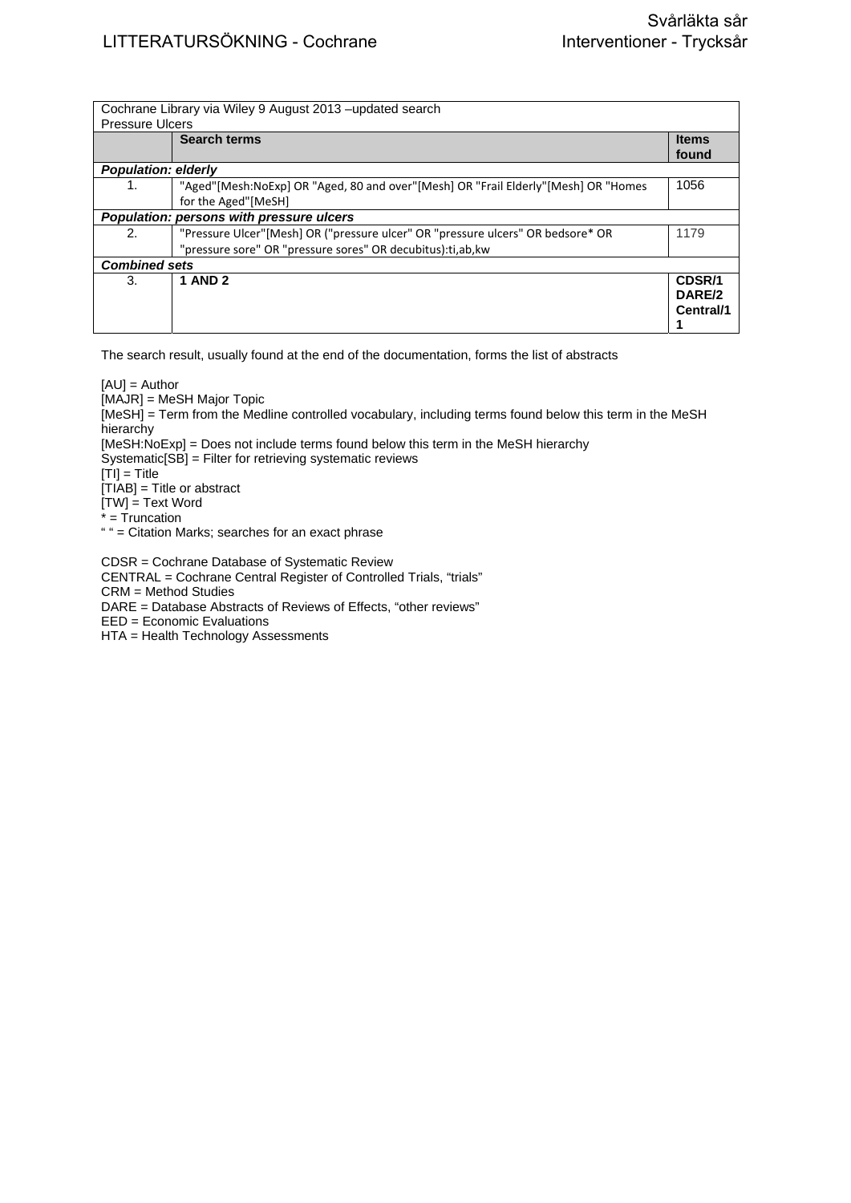| Cochrane Library via Wiley 9 August 2013 –updated search<br>Pressure Ulcers | | |
|---|---|---|
| | **Search terms** | **Items found** |
| ***Population: elderly*** | | |
| 1. | "Aged"[Mesh:NoExp] OR "Aged, 80 and over"[Mesh] OR "Frail Elderly"[Mesh] OR "Homes for the Aged"[MeSH] | 1056 |
| ***Population: persons with pressure ulcers*** | | |
| 2. | "Pressure Ulcer"[Mesh] OR ("pressure ulcer" OR "pressure ulcers" OR bedsore* OR "pressure sore" OR "pressure sores" OR decubitus):ti,ab,kw | 1179 |
| ***Combined sets*** | | |
| 3. | **1 AND 2** | **CDSR/1**<br>**DARE/2**<br>**Central/11** |

The search result, usually found at the end of the documentation, forms the list of abstracts

[AU] = Author
[MAJR] = MeSH Major Topic
[MeSH] = Term from the Medline controlled vocabulary, including terms found below this term in the MeSH hierarchy
[MeSH:NoExp] = Does not include terms found below this term in the MeSH hierarchy
Systematic[SB] = Filter for retrieving systematic reviews
[TI] = Title
[TIAB] = Title or abstract
[TW] = Text Word
* = Truncation
" " = Citation Marks; searches for an exact phrase

CDSR = Cochrane Database of Systematic Review
CENTRAL = Cochrane Central Register of Controlled Trials, "trials"
CRM = Method Studies
DARE = Database Abstracts of Reviews of Effects, "other reviews"
EED = Economic Evaluations
HTA = Health Technology Assessments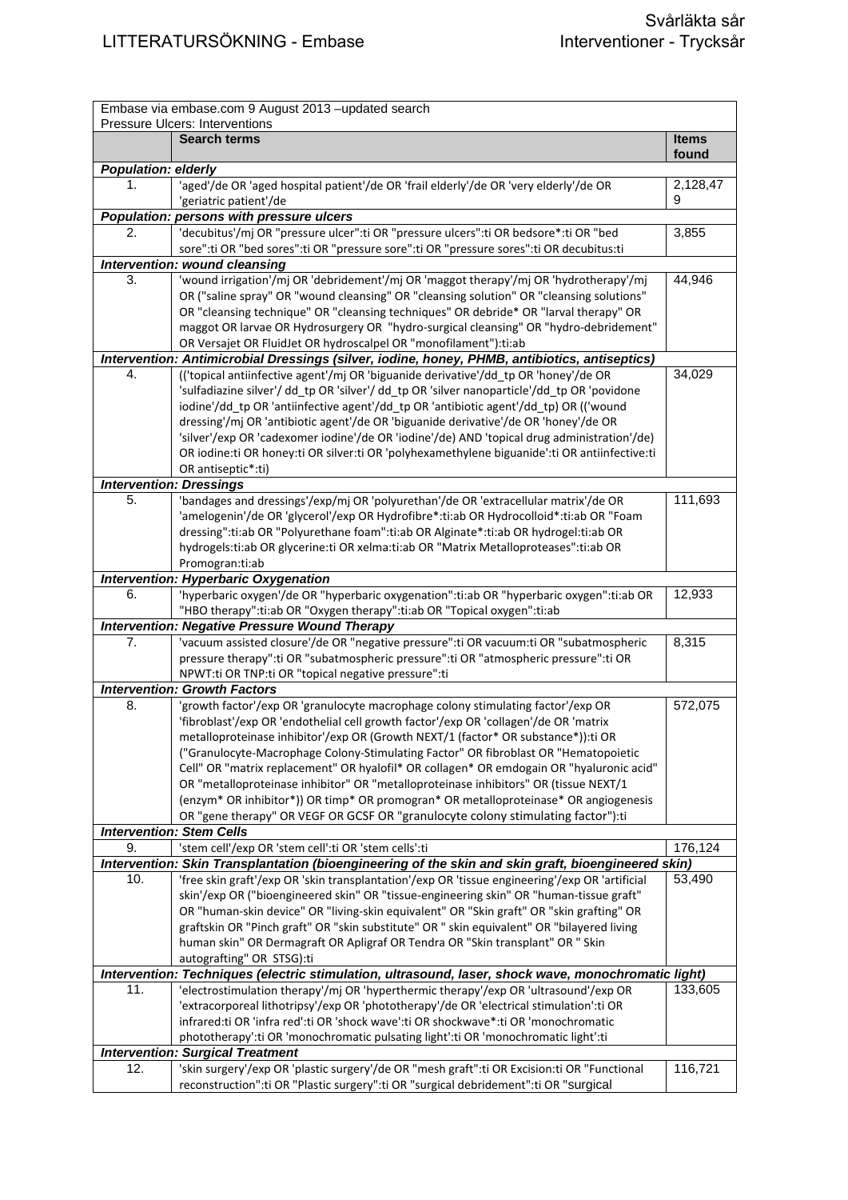| Embase via embase.com 9 August 2013 –updated search<br>Pressure Ulcers: Interventions | | |
|---|---|---|
| | **Search terms** | **Items found** |
| ***Population: elderly*** | | |
| 1. | 'aged'/de OR 'aged hospital patient'/de OR 'frail elderly'/de OR 'very elderly'/de OR 'geriatric patient'/de | 2,128,479 |
| ***Population: persons with pressure ulcers*** | | |
| 2. | 'decubitus'/mj OR "pressure ulcer":ti OR "pressure ulcers":ti OR bedsore*:ti OR "bed sore":ti OR "bed sores":ti OR "pressure sore":ti OR "pressure sores":ti OR decubitus:ti | 3,855 |
| ***Intervention: wound cleansing*** | | |
| 3. | 'wound irrigation'/mj OR 'debridement'/mj OR 'maggot therapy'/mj OR 'hydrotherapy'/mj OR ("saline spray" OR "wound cleansing" OR "cleansing solution" OR "cleansing solutions" OR "cleansing technique" OR "cleansing techniques" OR debride* OR "larval therapy" OR maggot OR larvae OR Hydrosurgery OR "hydro-surgical cleansing" OR "hydro-debridement" OR Versajet OR FluidJet OR hydroscalpel OR "monofilament"):ti:ab | 44,946 |
| ***Intervention: Antimicrobial Dressings (silver, iodine, honey, PHMB, antibiotics, antiseptics)*** | | |
| 4. | (('topical antiinfective agent'/mj OR 'biguanide derivative'/dd_tp OR 'honey'/de OR 'sulfadiazine silver'/ dd_tp OR 'silver'/ dd_tp OR 'silver nanoparticle'/dd_tp OR 'povidone iodine'/dd_tp OR 'antiinfective agent'/dd_tp OR 'antibiotic agent'/dd_tp) OR (('wound dressing'/mj OR 'antibiotic agent'/de OR 'biguanide derivative'/de OR 'honey'/de OR 'silver'/exp OR 'cadexomer iodine'/de OR 'iodine'/de) AND 'topical drug administration'/de) OR iodine:ti OR honey:ti OR silver:ti OR 'polyhexamethylene biguanide':ti OR antiinfective:ti OR antiseptic*:ti) | 34,029 |
| ***Intervention: Dressings*** | | |
| 5. | 'bandages and dressings'/exp/mj OR 'polyurethan'/de OR 'extracellular matrix'/de OR 'amelogenin'/de OR 'glycerol'/exp OR Hydrofibre*:ti:ab OR Hydrocolloid*:ti:ab OR "Foam dressing":ti:ab OR "Polyurethane foam":ti:ab OR Alginate*:ti:ab OR hydrogel:ti:ab OR hydrogels:ti:ab OR glycerine:ti OR xelma:ti:ab OR "Matrix Metalloproteases":ti:ab OR Promogran:ti:ab | 111,693 |
| ***Intervention: Hyperbaric Oxygenation*** | | |
| 6. | 'hyperbaric oxygen'/de OR "hyperbaric oxygenation":ti:ab OR "hyperbaric oxygen":ti:ab OR "HBO therapy":ti:ab OR "Oxygen therapy":ti:ab OR "Topical oxygen":ti:ab | 12,933 |
| ***Intervention: Negative Pressure Wound Therapy*** | | |
| 7. | 'vacuum assisted closure'/de OR "negative pressure":ti OR vacuum:ti OR "subatmospheric pressure therapy":ti OR "subatmospheric pressure":ti OR "atmospheric pressure":ti OR NPWT:ti OR TNP:ti OR "topical negative pressure":ti | 8,315 |
| ***Intervention: Growth Factors*** | | |
| 8. | 'growth factor'/exp OR 'granulocyte macrophage colony stimulating factor'/exp OR 'fibroblast'/exp OR 'endothelial cell growth factor'/exp OR 'collagen'/de OR 'matrix metalloproteinase inhibitor'/exp OR (Growth NEXT/1 (factor* OR substance*)):ti OR ("Granulocyte-Macrophage Colony-Stimulating Factor" OR fibroblast OR "Hematopoietic Cell" OR "matrix replacement" OR hyalofil* OR collagen* OR emdogain OR "hyaluronic acid" OR "metalloproteinase inhibitor" OR "metalloproteinase inhibitors" OR (tissue NEXT/1 (enzym* OR inhibitor*)) OR timp* OR promogran* OR metalloproteinase* OR angiogenesis OR "gene therapy" OR VEGF OR GCSF OR "granulocyte colony stimulating factor"):ti | 572,075 |
| ***Intervention: Stem Cells*** | | |
| 9. | 'stem cell'/exp OR 'stem cell':ti OR 'stem cells':ti | 176,124 |
| ***Intervention: Skin Transplantation (bioengineering of the skin and skin graft, bioengineered skin)*** | | |
| 10. | 'free skin graft'/exp OR 'skin transplantation'/exp OR 'tissue engineering'/exp OR 'artificial skin'/exp OR ("bioengineered skin" OR "tissue-engineering skin" OR "human-tissue graft" OR "human-skin device" OR "living-skin equivalent" OR "Skin graft" OR "skin grafting" OR graftskin OR "Pinch graft" OR "skin substitute" OR " skin equivalent" OR "bilayered living human skin" OR Dermagraft OR Apligraf OR Tendra OR "Skin transplant" OR " Skin autografting" OR STSG):ti | 53,490 |
| ***Intervention: Techniques (electric stimulation, ultrasound, laser, shock wave, monochromatic light)*** | | |
| 11. | 'electrostimulation therapy'/mj OR 'hyperthermic therapy'/exp OR 'ultrasound'/exp OR 'extracorporeal lithotripsy'/exp OR 'phototherapy'/de OR 'electrical stimulation':ti OR infrared:ti OR 'infra red':ti OR 'shock wave':ti OR shockwave*:ti OR 'monochromatic phototherapy':ti OR 'monochromatic pulsating light':ti OR 'monochromatic light':ti | 133,605 |
| ***Intervention: Surgical Treatment*** | | |
| 12. | 'skin surgery'/exp OR 'plastic surgery'/de OR "mesh graft":ti OR Excision:ti OR "Functional reconstruction":ti OR "Plastic surgery":ti OR "surgical debridement":ti OR "surgical | 116,721 |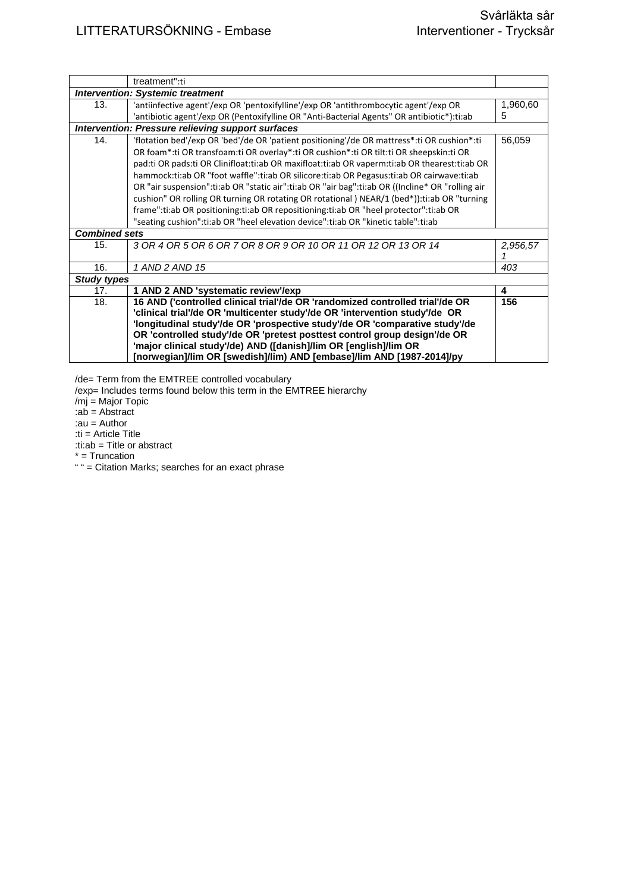| | | |
|---|---|---|
| | treatment":ti | |
| ***Intervention: Systemic treatment*** | | |
| 13. | 'antiinfective agent'/exp OR 'pentoxifylline'/exp OR 'antithrombocytic agent'/exp OR 'antibiotic agent'/exp OR (Pentoxifylline OR "Anti-Bacterial Agents" OR antibiotic*):ti:ab | 1,960,605 |
| ***Intervention: Pressure relieving support surfaces*** | | |
| 14. | 'flotation bed'/exp OR 'bed'/de OR 'patient positioning'/de OR mattress*:ti OR cushion*:ti OR foam*:ti OR transfoam:ti OR overlay*:ti OR cushion*:ti OR tilt:ti OR sheepskin:ti OR pad:ti OR pads:ti OR Clinifloat:ti:ab OR maxifloat:ti:ab OR vaperm:ti:ab OR thearest:ti:ab OR hammock:ti:ab OR "foot waffle":ti:ab OR silicore:ti:ab OR Pegasus:ti:ab OR cairwave:ti:ab OR "air suspension":ti:ab OR "static air":ti:ab OR "air bag":ti:ab OR ((Incline* OR "rolling air cushion" OR rolling OR turning OR rotating OR rotational ) NEAR/1 (bed*)):ti:ab OR "turning frame":ti:ab OR positioning:ti:ab OR repositioning:ti:ab OR "heel protector":ti:ab OR "seating cushion":ti:ab OR "heel elevation device":ti:ab OR "kinetic table":ti:ab | 56,059 |
| ***Combined sets*** | | |
| 15. | *3 OR 4 OR 5 OR 6 OR 7 OR 8 OR 9 OR 10 OR 11 OR 12 OR 13 OR 14* | *2,956,571* |
| 16. | *1 AND 2 AND 15* | *403* |
| ***Study types*** | | |
| 17. | **1 AND 2 AND 'systematic review'/exp** | **4** |
| 18. | **16 AND ('controlled clinical trial'/de OR 'randomized controlled trial'/de OR 'clinical trial'/de OR 'multicenter study'/de OR 'intervention study'/de OR 'longitudinal study'/de OR 'prospective study'/de OR 'comparative study'/de OR 'controlled study'/de OR 'pretest posttest control group design'/de OR 'major clinical study'/de) AND ([danish]/lim OR [english]/lim OR [norwegian]/lim OR [swedish]/lim) AND [embase]/lim AND [1987-2014]/py** | **156** |

/de= Term from the EMTREE controlled vocabulary
/exp= Includes terms found below this term in the EMTREE hierarchy
/mj = Major Topic
:ab = Abstract
:au = Author
:ti = Article Title
:ti:ab = Title or abstract
* = Truncation
" " = Citation Marks; searches for an exact phrase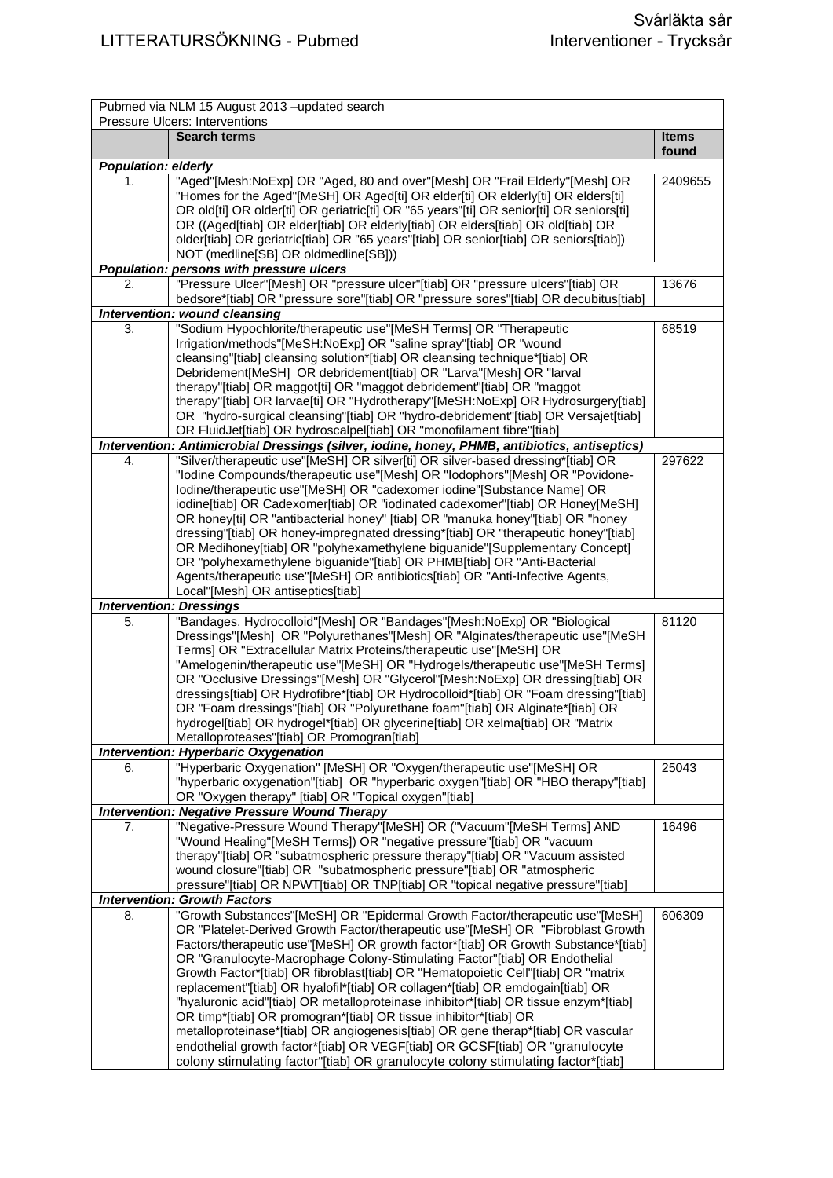| Pubmed via NLM 15 August 2013 –updated search<br>Pressure Ulcers: Interventions | | |
|---|---|---|
| | **Search terms** | **Items found** |
| ***Population: elderly*** | | |
| 1. | "Aged"[Mesh:NoExp] OR "Aged, 80 and over"[Mesh] OR "Frail Elderly"[Mesh] OR "Homes for the Aged"[MeSH] OR Aged[ti] OR elder[ti] OR elderly[ti] OR elders[ti] OR old[ti] OR older[ti] OR geriatric[ti] OR "65 years"[ti] OR senior[ti] OR seniors[ti] OR ((Aged[tiab] OR elder[tiab] OR elderly[tiab] OR elders[tiab] OR old[tiab] OR older[tiab] OR geriatric[tiab] OR "65 years"[tiab] OR senior[tiab] OR seniors[tiab]) NOT (medline[SB] OR oldmedline[SB])) | 2409655 |
| ***Population: persons with pressure ulcers*** | | |
| 2. | "Pressure Ulcer"[Mesh] OR "pressure ulcer"[tiab] OR "pressure ulcers"[tiab] OR bedsore*[tiab] OR "pressure sore"[tiab] OR "pressure sores"[tiab] OR decubitus[tiab] | 13676 |
| ***Intervention: wound cleansing*** | | |
| 3. | "Sodium Hypochlorite/therapeutic use"[MeSH Terms] OR "Therapeutic Irrigation/methods"[MeSH:NoExp] OR "saline spray"[tiab] OR "wound cleansing"[tiab] cleansing solution*[tiab] OR cleansing technique*[tiab] OR Debridement[MeSH] OR debridement[tiab] OR "Larva"[Mesh] OR "larval therapy"[tiab] OR maggot[ti] OR "maggot debridement"[tiab] OR "maggot therapy"[tiab] OR larvae[ti] OR "Hydrotherapy"[MeSH:NoExp] OR Hydrosurgery[tiab] OR "hydro-surgical cleansing"[tiab] OR "hydro-debridement"[tiab] OR Versajet[tiab] OR FluidJet[tiab] OR hydroscalpel[tiab] OR "monofilament fibre"[tiab] | 68519 |
| ***Intervention: Antimicrobial Dressings (silver, iodine, honey, PHMB, antibiotics, antiseptics)*** | | |
| 4. | "Silver/therapeutic use"[MeSH] OR silver[ti] OR silver-based dressing*[tiab] OR "Iodine Compounds/therapeutic use"[Mesh] OR "Iodophors"[Mesh] OR "Povidone-Iodine/therapeutic use"[MeSH] OR "cadexomer iodine"[Substance Name] OR iodine[tiab] OR Cadexomer[tiab] OR "iodinated cadexomer"[tiab] OR Honey[MeSH] OR honey[ti] OR "antibacterial honey" [tiab] OR "manuka honey"[tiab] OR "honey dressing"[tiab] OR honey-impregnated dressing*[tiab] OR "therapeutic honey"[tiab] OR Medihoney[tiab] OR "polyhexamethylene biguanide"[Supplementary Concept] OR "polyhexamethylene biguanide"[tiab] OR PHMB[tiab] OR "Anti-Bacterial Agents/therapeutic use"[MeSH] OR antibiotics[tiab] OR "Anti-Infective Agents, Local"[Mesh] OR antiseptics[tiab] | 297622 |
| ***Intervention: Dressings*** | | |
| 5. | "Bandages, Hydrocolloid"[Mesh] OR "Bandages"[Mesh:NoExp] OR "Biological Dressings"[Mesh] OR "Polyurethanes"[Mesh] OR "Alginates/therapeutic use"[MeSH Terms] OR "Extracellular Matrix Proteins/therapeutic use"[MeSH] OR "Amelogenin/therapeutic use"[MeSH] OR "Hydrogels/therapeutic use"[MeSH Terms] OR "Occlusive Dressings"[Mesh] OR "Glycerol"[Mesh:NoExp] OR dressing[tiab] OR dressings[tiab] OR Hydrofibre*[tiab] OR Hydrocolloid*[tiab] OR "Foam dressing"[tiab] OR "Foam dressings"[tiab] OR "Polyurethane foam"[tiab] OR Alginate*[tiab] OR hydrogel[tiab] OR hydrogel*[tiab] OR glycerine[tiab] OR xelma[tiab] OR "Matrix Metalloproteases"[tiab] OR Promogran[tiab] | 81120 |
| ***Intervention: Hyperbaric Oxygenation*** | | |
| 6. | "Hyperbaric Oxygenation" [MeSH] OR "Oxygen/therapeutic use"[MeSH] OR "hyperbaric oxygenation"[tiab] OR "hyperbaric oxygen"[tiab] OR "HBO therapy"[tiab] OR "Oxygen therapy" [tiab] OR "Topical oxygen"[tiab] | 25043 |
| ***Intervention: Negative Pressure Wound Therapy*** | | |
| 7. | "Negative-Pressure Wound Therapy"[MeSH] OR ("Vacuum"[MeSH Terms] AND "Wound Healing"[MeSH Terms]) OR "negative pressure"[tiab] OR "vacuum therapy"[tiab] OR "subatmospheric pressure therapy"[tiab] OR "Vacuum assisted wound closure"[tiab] OR "subatmospheric pressure"[tiab] OR "atmospheric pressure"[tiab] OR NPWT[tiab] OR TNP[tiab] OR "topical negative pressure"[tiab] | 16496 |
| ***Intervention: Growth Factors*** | | |
| 8. | "Growth Substances"[MeSH] OR "Epidermal Growth Factor/therapeutic use"[MeSH] OR "Platelet-Derived Growth Factor/therapeutic use"[MeSH] OR "Fibroblast Growth Factors/therapeutic use"[MeSH] OR growth factor*[tiab] OR Growth Substance*[tiab] OR "Granulocyte-Macrophage Colony-Stimulating Factor"[tiab] OR Endothelial Growth Factor*[tiab] OR fibroblast[tiab] OR "Hematopoietic Cell"[tiab] OR "matrix replacement"[tiab] OR hyalofil*[tiab] OR collagen*[tiab] OR emdogain[tiab] OR "hyaluronic acid"[tiab] OR metalloproteinase inhibitor*[tiab] OR tissue enzym*[tiab] OR timp*[tiab] OR promogran*[tiab] OR tissue inhibitor*[tiab] OR metalloproteinase*[tiab] OR angiogenesis[tiab] OR gene therap*[tiab] OR vascular endothelial growth factor*[tiab] OR VEGF[tiab] OR GCSF[tiab] OR "granulocyte colony stimulating factor"[tiab] OR granulocyte colony stimulating factor*[tiab] | 606309 |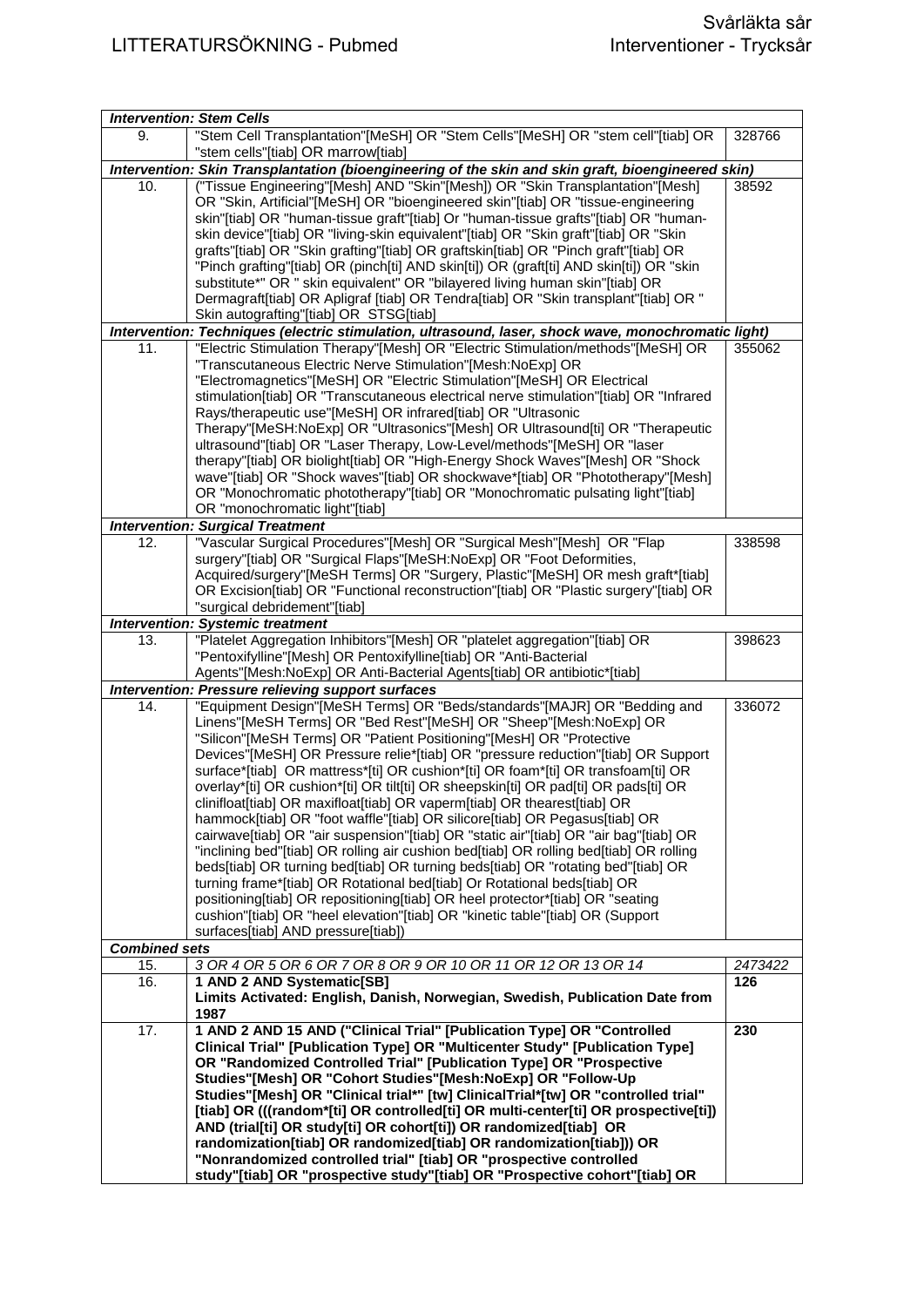| | | |
|---|---|---|
| ***Intervention: Stem Cells*** | | |
| 9. | "Stem Cell Transplantation"[MeSH] OR "Stem Cells"[MeSH] OR "stem cell"[tiab] OR "stem cells"[tiab] OR marrow[tiab] | 328766 |
| ***Intervention: Skin Transplantation (bioengineering of the skin and skin graft, bioengineered skin)*** | | |
| 10. | ("Tissue Engineering"[Mesh] AND "Skin"[Mesh]) OR "Skin Transplantation"[Mesh] OR "Skin, Artificial"[MeSH] OR "bioengineered skin"[tiab] OR "tissue-engineering skin"[tiab] OR "human-tissue graft"[tiab] Or "human-tissue grafts"[tiab] OR "human-skin device"[tiab] OR "living-skin equivalent"[tiab] OR "Skin graft"[tiab] OR "Skin grafts"[tiab] OR "Skin grafting"[tiab] OR graftskin[tiab] OR "Pinch graft"[tiab] OR "Pinch grafting"[tiab] OR (pinch[ti] AND skin[ti]) OR (graft[ti] AND skin[ti]) OR "skin substitute*" OR " skin equivalent" OR "bilayered living human skin"[tiab] OR Dermagraft[tiab] OR Apligraf [tiab] OR Tendra[tiab] OR "Skin transplant"[tiab] OR " Skin autografting"[tiab] OR STSG[tiab] | 38592 |
| ***Intervention: Techniques (electric stimulation, ultrasound, laser, shock wave, monochromatic light)*** | | |
| 11. | "Electric Stimulation Therapy"[Mesh] OR "Electric Stimulation/methods"[MeSH] OR "Transcutaneous Electric Nerve Stimulation"[Mesh:NoExp] OR "Electromagnetics"[MeSH] OR "Electric Stimulation"[MeSH] OR Electrical stimulation[tiab] OR "Transcutaneous electrical nerve stimulation"[tiab] OR "Infrared Rays/therapeutic use"[MeSH] OR infrared[tiab] OR "Ultrasonic Therapy"[MeSH:NoExp] OR "Ultrasonics"[Mesh] OR Ultrasound[ti] OR "Therapeutic ultrasound"[tiab] OR "Laser Therapy, Low-Level/methods"[MeSH] OR "laser therapy"[tiab] OR biolight[tiab] OR "High-Energy Shock Waves"[Mesh] OR "Shock wave"[tiab] OR "Shock waves"[tiab] OR shockwave*[tiab] OR "Phototherapy"[Mesh] OR "Monochromatic phototherapy"[tiab] OR "Monochromatic pulsating light"[tiab] OR "monochromatic light"[tiab] | 355062 |
| ***Intervention: Surgical Treatment*** | | |
| 12. | "Vascular Surgical Procedures"[Mesh] OR "Surgical Mesh"[Mesh] OR "Flap surgery"[tiab] OR "Surgical Flaps"[MeSH:NoExp] OR "Foot Deformities, Acquired/surgery"[MeSH Terms] OR "Surgery, Plastic"[MeSH] OR mesh graft*[tiab] OR Excision[tiab] OR "Functional reconstruction"[tiab] OR "Plastic surgery"[tiab] OR "surgical debridement"[tiab] | 338598 |
| ***Intervention: Systemic treatment*** | | |
| 13. | "Platelet Aggregation Inhibitors"[Mesh] OR "platelet aggregation"[tiab] OR "Pentoxifylline"[Mesh] OR Pentoxifylline[tiab] OR "Anti-Bacterial Agents"[Mesh:NoExp] OR Anti-Bacterial Agents[tiab] OR antibiotic*[tiab] | 398623 |
| ***Intervention: Pressure relieving support surfaces*** | | |
| 14. | "Equipment Design"[MeSH Terms] OR "Beds/standards"[MAJR] OR "Bedding and Linens"[MeSH Terms] OR "Bed Rest"[MeSH] OR "Sheep"[Mesh:NoExp] OR "Silicon"[MeSH Terms] OR "Patient Positioning"[MesH] OR "Protective Devices"[MeSH] OR Pressure relie*[tiab] OR "pressure reduction"[tiab] OR Support surface*[tiab] OR mattress*[ti] OR cushion*[ti] OR foam*[ti] OR transfoam[ti] OR overlay*[ti] OR cushion*[ti] OR tilt[ti] OR sheepskin[ti] OR pad[ti] OR pads[ti] OR clinifloat[tiab] OR maxifloat[tiab] OR vaperm[tiab] OR thearest[tiab] OR hammock[tiab] OR "foot waffle"[tiab] OR silicore[tiab] OR Pegasus[tiab] OR cairwave[tiab] OR "air suspension"[tiab] OR "static air"[tiab] OR "air bag"[tiab] OR "inclining bed"[tiab] OR rolling air cushion bed[tiab] OR rolling bed[tiab] OR rolling beds[tiab] OR turning bed[tiab] OR turning beds[tiab] OR "rotating bed"[tiab] OR turning frame*[tiab] OR Rotational bed[tiab] Or Rotational beds[tiab] OR positioning[tiab] OR repositioning[tiab] OR heel protector*[tiab] OR "seating cushion"[tiab] OR "heel elevation"[tiab] OR "kinetic table"[tiab] OR (Support surfaces[tiab] AND pressure[tiab]) | 336072 |
| ***Combined sets*** | | |
| 15. | *3 OR 4 OR 5 OR 6 OR 7 OR 8 OR 9 OR 10 OR 11 OR 12 OR 13 OR 14* | *2473422* |
| 16. | **1 AND 2 AND Systematic[SB]**<br>**Limits Activated: English, Danish, Norwegian, Swedish, Publication Date from 1987** | **126** |
| 17. | **1 AND 2 AND 15 AND ("Clinical Trial" [Publication Type] OR "Controlled Clinical Trial" [Publication Type] OR "Multicenter Study" [Publication Type] OR "Randomized Controlled Trial" [Publication Type] OR "Prospective Studies"[Mesh] OR "Cohort Studies"[Mesh:NoExp] OR "Follow-Up Studies"[Mesh] OR "Clinical trial*" [tw] ClinicalTrial*[tw] OR "controlled trial" [tiab] OR (((random*[ti] OR controlled[ti] OR multi-center[ti] OR prospective[ti]) AND (trial[ti] OR study[ti] OR cohort[ti]) OR randomized[tiab] OR randomization[tiab] OR randomized[tiab] OR randomization[tiab])) OR "Nonrandomized controlled trial" [tiab] OR "prospective controlled study"[tiab] OR "prospective study"[tiab] OR "Prospective cohort"[tiab] OR** | **230** |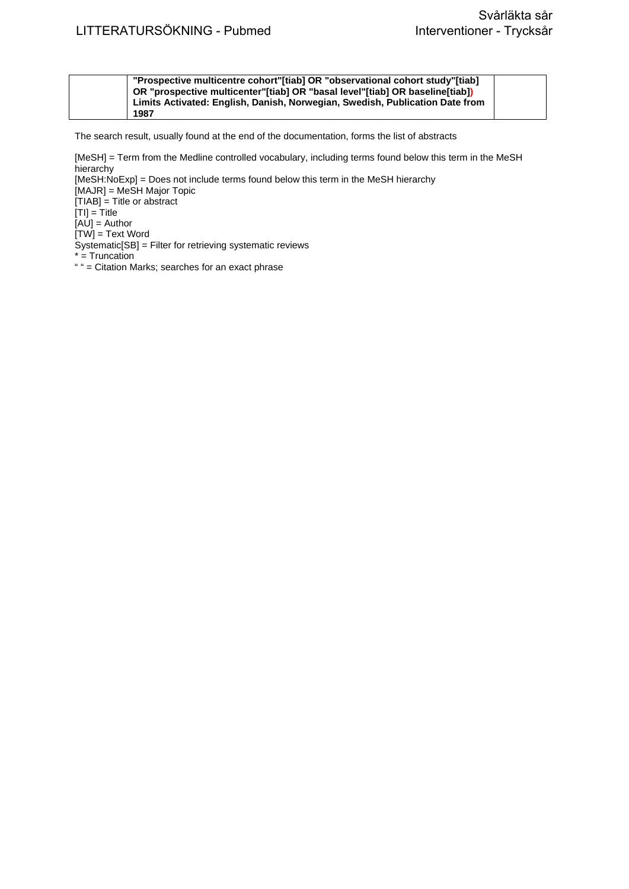| | | |
|---|---|---|
| | **"Prospective multicentre cohort"[tiab] OR "observational cohort study"[tiab] OR "prospective multicenter"[tiab] OR "basal level"[tiab] OR baseline[tiab])**<br>**Limits Activated: English, Danish, Norwegian, Swedish, Publication Date from 1987** | |

The search result, usually found at the end of the documentation, forms the list of abstracts

[MeSH] = Term from the Medline controlled vocabulary, including terms found below this term in the MeSH hierarchy
[MeSH:NoExp] = Does not include terms found below this term in the MeSH hierarchy
[MAJR] = MeSH Major Topic
[TIAB] = Title or abstract
[TI] = Title
[AU] = Author
[TW] = Text Word
Systematic[SB] = Filter for retrieving systematic reviews
* = Truncation
" " = Citation Marks; searches for an exact phrase